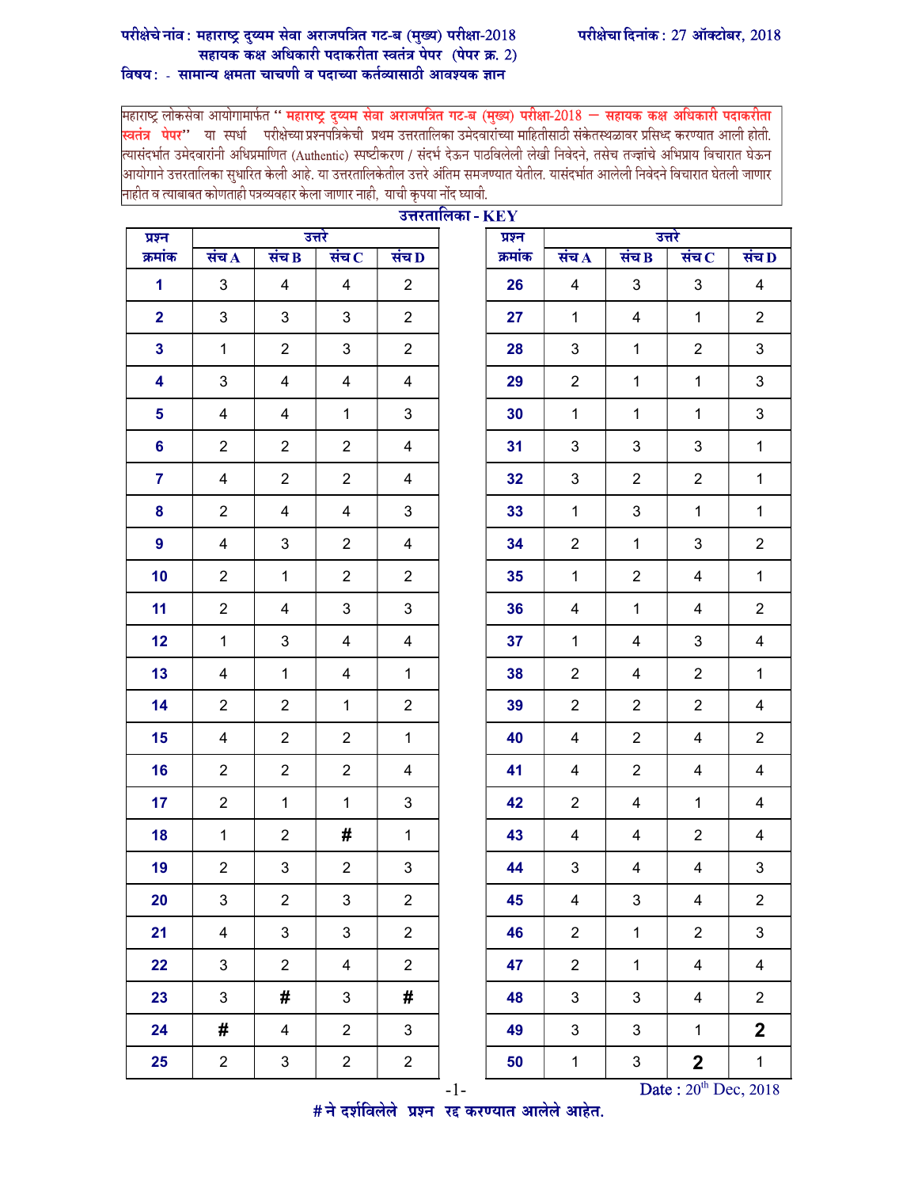**परीक्षेचे नांव : महाराष्ट्र दुय्यम सेवा अराजपत्रित गट-ब (मुख्य) परीक्षा-2018**
**सहायक कक्ष अधिकारी पदाकरीता स्वतंत्र पेपर (पेपर क्र. 2)**

**परीक्षेचा दिनांक : 27 ऑक्टोबर, 2018**

**विषय : - सामान्य क्षमता चाचणी व पदाच्या कर्तव्यासाठी आवश्यक ज्ञान**

महाराष्ट्र लोकसेवा आयोगामार्फत " **महाराष्ट्र दुय्यम सेवा अराजपत्रित गट-ब (मुख्य) परीक्षा-2018 – सहायक कक्ष अधिकारी पदाकरीता स्वतंत्र पेपर**" या स्पर्धा परीक्षेच्या प्रश्नपत्रिकेची प्रथम उत्तरतालिका उमेदवारांच्या माहितीसाठी संकेतस्थळावर प्रसिध्द करण्यात आली होती. त्यासंदर्भात उमेदवारांनी अधिप्रमाणित (Authentic) स्पष्टीकरण / संदर्भ देऊन पाठविलेली लेखी निवेदने, तसेच तज्ञांचे अभिप्राय विचारात घेऊन आयोगाने उत्तरतालिका सुधारित केली आहे. या उत्तरतालिकेतील उत्तरे अंतिम समजण्यात येतील. यासंदर्भात आलेली निवेदने विचारात घेतली जाणार नाहीत व त्याबाबत कोणताही पत्रव्यवहार केला जाणार नाही, याची कृपया नोंद घ्यावी.

**उत्तरतालिका - KEY**

| प्रश्न क्रमांक | उत्तरे | | | |
|---|---|---|---|---|
| | संच A | संच B | संच C | संच D |
| 1 | 3 | 4 | 4 | 2 |
| 2 | 3 | 3 | 3 | 2 |
| 3 | 1 | 2 | 3 | 2 |
| 4 | 3 | 4 | 4 | 4 |
| 5 | 4 | 4 | 1 | 3 |
| 6 | 2 | 2 | 2 | 4 |
| 7 | 4 | 2 | 2 | 4 |
| 8 | 2 | 4 | 4 | 3 |
| 9 | 4 | 3 | 2 | 4 |
| 10 | 2 | 1 | 2 | 2 |
| 11 | 2 | 4 | 3 | 3 |
| 12 | 1 | 3 | 4 | 4 |
| 13 | 4 | 1 | 4 | 1 |
| 14 | 2 | 2 | 1 | 2 |
| 15 | 4 | 2 | 2 | 1 |
| 16 | 2 | 2 | 2 | 4 |
| 17 | 2 | 1 | 1 | 3 |
| 18 | 1 | 2 | # | 1 |
| 19 | 2 | 3 | 2 | 3 |
| 20 | 3 | 2 | 3 | 2 |
| 21 | 4 | 3 | 3 | 2 |
| 22 | 3 | 2 | 4 | 2 |
| 23 | 3 | # | 3 | # |
| 24 | # | 4 | 2 | 3 |
| 25 | 2 | 3 | 2 | 2 |
| 26 | 4 | 3 | 3 | 4 |
| 27 | 1 | 4 | 1 | 2 |
| 28 | 3 | 1 | 2 | 3 |
| 29 | 2 | 1 | 1 | 3 |
| 30 | 1 | 1 | 1 | 3 |
| 31 | 3 | 3 | 3 | 1 |
| 32 | 3 | 2 | 2 | 1 |
| 33 | 1 | 3 | 1 | 1 |
| 34 | 2 | 1 | 3 | 2 |
| 35 | 1 | 2 | 4 | 1 |
| 36 | 4 | 1 | 4 | 2 |
| 37 | 1 | 4 | 3 | 4 |
| 38 | 2 | 4 | 2 | 1 |
| 39 | 2 | 2 | 2 | 4 |
| 40 | 4 | 2 | 4 | 2 |
| 41 | 4 | 2 | 4 | 4 |
| 42 | 2 | 4 | 1 | 4 |
| 43 | 4 | 4 | 2 | 4 |
| 44 | 3 | 4 | 4 | 3 |
| 45 | 4 | 3 | 4 | 2 |
| 46 | 2 | 1 | 2 | 3 |
| 47 | 2 | 1 | 4 | 4 |
| 48 | 3 | 3 | 4 | 2 |
| 49 | 3 | 3 | 1 | **2** |
| 50 | 1 | 3 | **2** | 1 |

Date : 20th Dec, 2018

**# ने दर्शविलेले प्रश्न रद्द करण्यात आलेले आहेत.**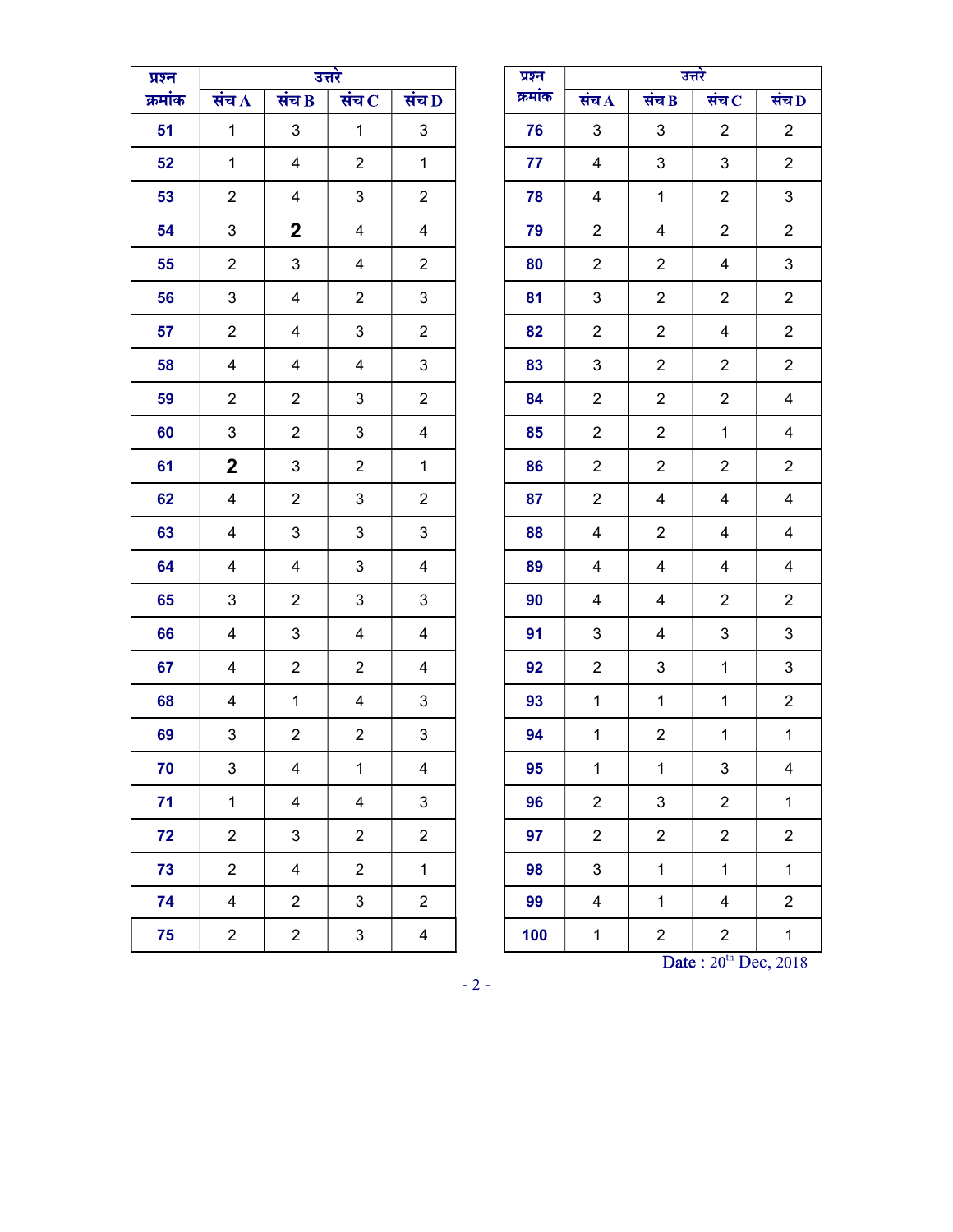| प्रश्न क्रमांक | उत्तरे | | | |
|---|---|---|---|---|
| | संच A | संच B | संच C | संच D |
| 51 | 1 | 3 | 1 | 3 |
| 52 | 1 | 4 | 2 | 1 |
| 53 | 2 | 4 | 3 | 2 |
| 54 | 3 | **2** | 4 | 4 |
| 55 | 2 | 3 | 4 | 2 |
| 56 | 3 | 4 | 2 | 3 |
| 57 | 2 | 4 | 3 | 2 |
| 58 | 4 | 4 | 4 | 3 |
| 59 | 2 | 2 | 3 | 2 |
| 60 | 3 | 2 | 3 | 4 |
| 61 | **2** | 3 | 2 | 1 |
| 62 | 4 | 2 | 3 | 2 |
| 63 | 4 | 3 | 3 | 3 |
| 64 | 4 | 4 | 3 | 4 |
| 65 | 3 | 2 | 3 | 3 |
| 66 | 4 | 3 | 4 | 4 |
| 67 | 4 | 2 | 2 | 4 |
| 68 | 4 | 1 | 4 | 3 |
| 69 | 3 | 2 | 2 | 3 |
| 70 | 3 | 4 | 1 | 4 |
| 71 | 1 | 4 | 4 | 3 |
| 72 | 2 | 3 | 2 | 2 |
| 73 | 2 | 4 | 2 | 1 |
| 74 | 4 | 2 | 3 | 2 |
| 75 | 2 | 2 | 3 | 4 |

| प्रश्न क्रमांक | उत्तरे | | | |
|---|---|---|---|---|
| | संच A | संच B | संच C | संच D |
| 76 | 3 | 3 | 2 | 2 |
| 77 | 4 | 3 | 3 | 2 |
| 78 | 4 | 1 | 2 | 3 |
| 79 | 2 | 4 | 2 | 2 |
| 80 | 2 | 2 | 4 | 3 |
| 81 | 3 | 2 | 2 | 2 |
| 82 | 2 | 2 | 4 | 2 |
| 83 | 3 | 2 | 2 | 2 |
| 84 | 2 | 2 | 2 | 4 |
| 85 | 2 | 2 | 1 | 4 |
| 86 | 2 | 2 | 2 | 2 |
| 87 | 2 | 4 | 4 | 4 |
| 88 | 4 | 2 | 4 | 4 |
| 89 | 4 | 4 | 4 | 4 |
| 90 | 4 | 4 | 2 | 2 |
| 91 | 3 | 4 | 3 | 3 |
| 92 | 2 | 3 | 1 | 3 |
| 93 | 1 | 1 | 1 | 2 |
| 94 | 1 | 2 | 1 | 1 |
| 95 | 1 | 1 | 3 | 4 |
| 96 | 2 | 3 | 2 | 1 |
| 97 | 2 | 2 | 2 | 2 |
| 98 | 3 | 1 | 1 | 1 |
| 99 | 4 | 1 | 4 | 2 |
| 100 | 1 | 2 | 2 | 1 |

**Date : 20th Dec, 2018**